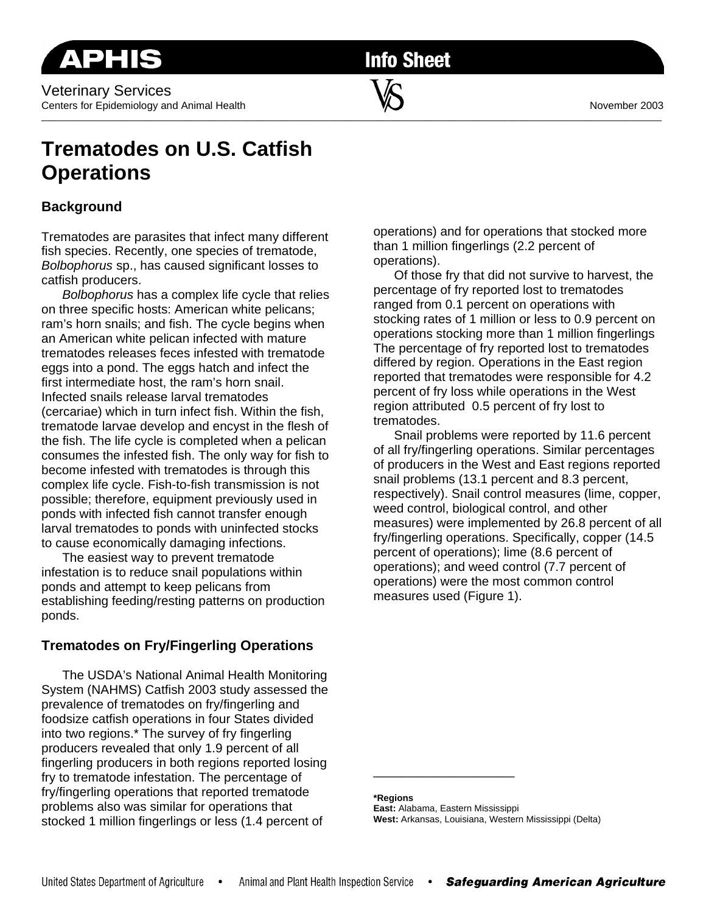APHIS Info Sheet

Veterinary Services
Centers for Epidemiology and Animal Health

November 2003

# Trematodes on U.S. Catfish Operations

## Background

Trematodes are parasites that infect many different fish species. Recently, one species of trematode, *Bolbophorus* sp., has caused significant losses to catfish producers.

*Bolbophorus* has a complex life cycle that relies on three specific hosts: American white pelicans; ram's horn snails; and fish. The cycle begins when an American white pelican infected with mature trematodes releases feces infested with trematode eggs into a pond. The eggs hatch and infect the first intermediate host, the ram's horn snail. Infected snails release larval trematodes (cercariae) which in turn infect fish. Within the fish, trematode larvae develop and encyst in the flesh of the fish. The life cycle is completed when a pelican consumes the infested fish. The only way for fish to become infested with trematodes is through this complex life cycle. Fish-to-fish transmission is not possible; therefore, equipment previously used in ponds with infected fish cannot transfer enough larval trematodes to ponds with uninfected stocks to cause economically damaging infections.

The easiest way to prevent trematode infestation is to reduce snail populations within ponds and attempt to keep pelicans from establishing feeding/resting patterns on production ponds.

## Trematodes on Fry/Fingerling Operations

The USDA's National Animal Health Monitoring System (NAHMS) Catfish 2003 study assessed the prevalence of trematodes on fry/fingerling and foodsize catfish operations in four States divided into two regions.* The survey of fry fingerling producers revealed that only 1.9 percent of all fingerling producers in both regions reported losing fry to trematode infestation. The percentage of fry/fingerling operations that reported trematode problems also was similar for operations that stocked 1 million fingerlings or less (1.4 percent of operations) and for operations that stocked more than 1 million fingerlings (2.2 percent of operations).

Of those fry that did not survive to harvest, the percentage of fry reported lost to trematodes ranged from 0.1 percent on operations with stocking rates of 1 million or less to 0.9 percent on operations stocking more than 1 million fingerlings The percentage of fry reported lost to trematodes differed by region. Operations in the East region reported that trematodes were responsible for 4.2 percent of fry loss while operations in the West region attributed 0.5 percent of fry lost to trematodes.

Snail problems were reported by 11.6 percent of all fry/fingerling operations. Similar percentages of producers in the West and East regions reported snail problems (13.1 percent and 8.3 percent, respectively). Snail control measures (lime, copper, weed control, biological control, and other measures) were implemented by 26.8 percent of all fry/fingerling operations. Specifically, copper (14.5 percent of operations); lime (8.6 percent of operations); and weed control (7.7 percent of operations) were the most common control measures used (Figure 1).

---

**\*Regions**
**East:** Alabama, Eastern Mississippi
**West:** Arkansas, Louisiana, Western Mississippi (Delta)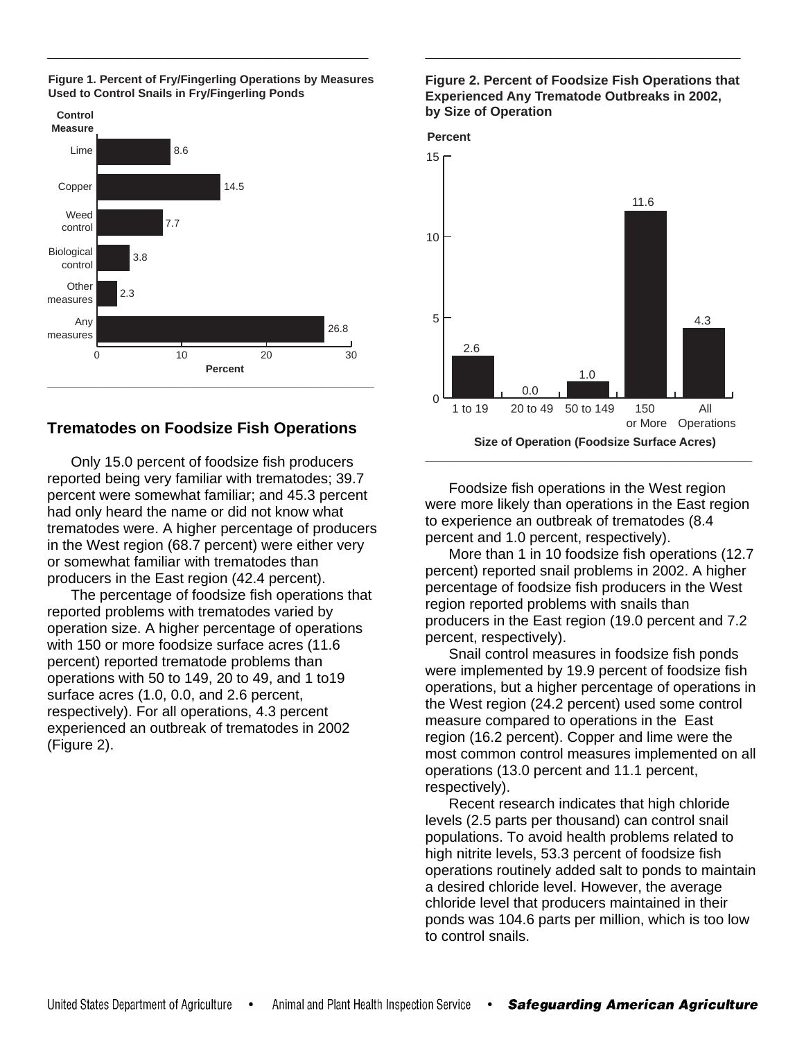**Figure 1. Percent of Fry/Fingerling Operations by Measures Used to Control Snails in Fry/Fingerling Ponds**

| Control Measure | Percent |
|---|---|
| Lime | 8.6 |
| Copper | 14.5 |
| Weed control | 7.7 |
| Biological control | 3.8 |
| Other measures | 2.3 |
| Any measures | 26.8 |

## Trematodes on Foodsize Fish Operations

Only 15.0 percent of foodsize fish producers reported being very familiar with trematodes; 39.7 percent were somewhat familiar; and 45.3 percent had only heard the name or did not know what trematodes were. A higher percentage of producers in the West region (68.7 percent) were either very or somewhat familiar with trematodes than producers in the East region (42.4 percent).

The percentage of foodsize fish operations that reported problems with trematodes varied by operation size. A higher percentage of operations with 150 or more foodsize surface acres (11.6 percent) reported trematode problems than operations with 50 to 149, 20 to 49, and 1 to19 surface acres (1.0, 0.0, and 2.6 percent, respectively). For all operations, 4.3 percent experienced an outbreak of trematodes in 2002 (Figure 2).

**Figure 2. Percent of Foodsize Fish Operations that Experienced Any Trematode Outbreaks in 2002, by Size of Operation**

| Size of Operation (Foodsize Surface Acres) | Percent |
|---|---|
| 1 to 19 | 2.6 |
| 20 to 49 | 0.0 |
| 50 to 149 | 1.0 |
| 150 or More | 11.6 |
| All Operations | 4.3 |

Foodsize fish operations in the West region were more likely than operations in the East region to experience an outbreak of trematodes (8.4 percent and 1.0 percent, respectively).

More than 1 in 10 foodsize fish operations (12.7 percent) reported snail problems in 2002. A higher percentage of foodsize fish producers in the West region reported problems with snails than producers in the East region (19.0 percent and 7.2 percent, respectively).

Snail control measures in foodsize fish ponds were implemented by 19.9 percent of foodsize fish operations, but a higher percentage of operations in the West region (24.2 percent) used some control measure compared to operations in the East region (16.2 percent). Copper and lime were the most common control measures implemented on all operations (13.0 percent and 11.1 percent, respectively).

Recent research indicates that high chloride levels (2.5 parts per thousand) can control snail populations. To avoid health problems related to high nitrite levels, 53.3 percent of foodsize fish operations routinely added salt to ponds to maintain a desired chloride level. However, the average chloride level that producers maintained in their ponds was 104.6 parts per million, which is too low to control snails.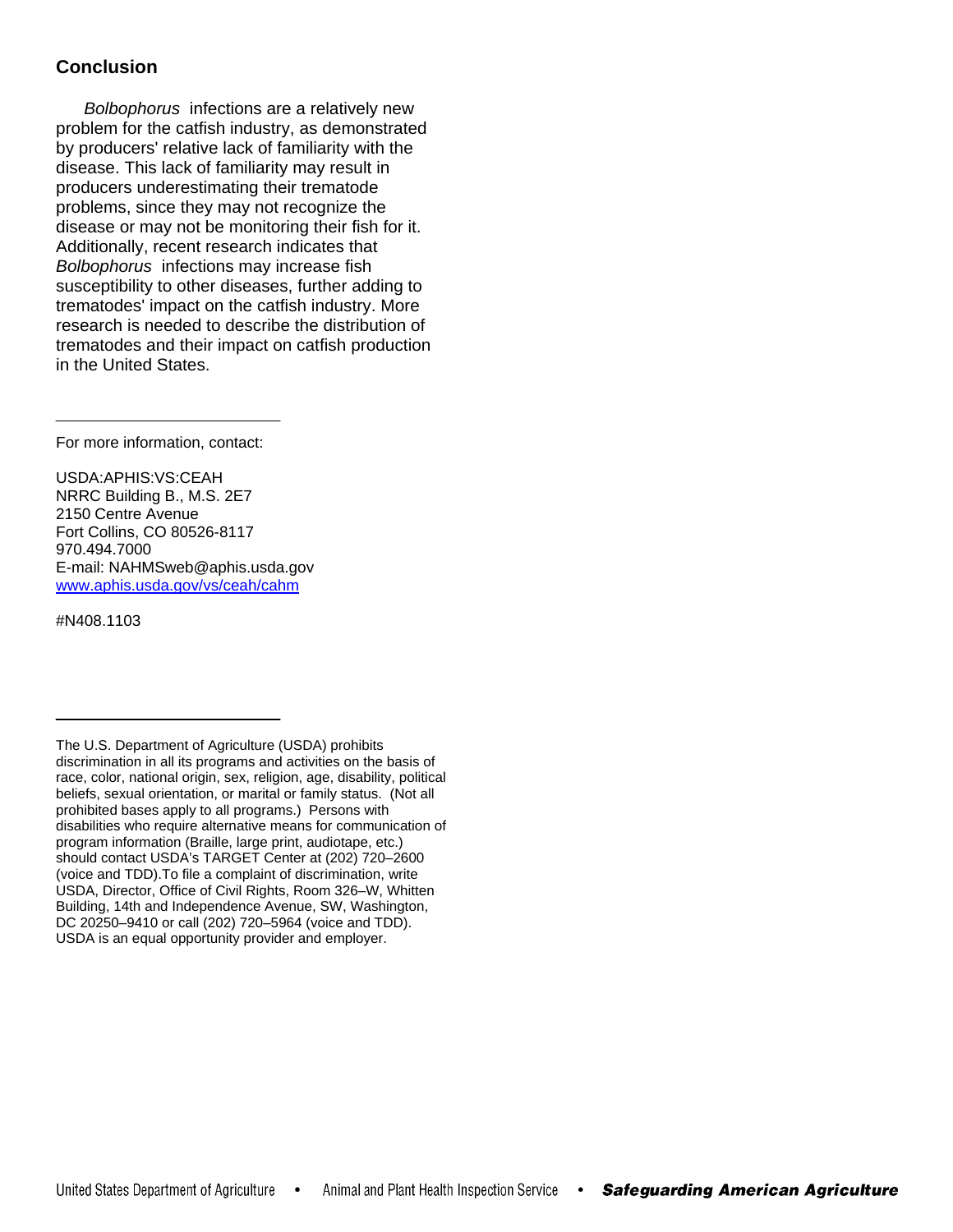## Conclusion

*Bolbophorus* infections are a relatively new problem for the catfish industry, as demonstrated by producers' relative lack of familiarity with the disease. This lack of familiarity may result in producers underestimating their trematode problems, since they may not recognize the disease or may not be monitoring their fish for it. Additionally, recent research indicates that *Bolbophorus* infections may increase fish susceptibility to other diseases, further adding to trematodes' impact on the catfish industry. More research is needed to describe the distribution of trematodes and their impact on catfish production in the United States.

---

For more information, contact:

USDA:APHIS:VS:CEAH
NRRC Building B., M.S. 2E7
2150 Centre Avenue
Fort Collins, CO 80526-8117
970.494.7000
E-mail: NAHMSweb@aphis.usda.gov
[www.aphis.usda.gov/vs/ceah/cahm](www.aphis.usda.gov/vs/ceah/cahm)

#N408.1103

---

The U.S. Department of Agriculture (USDA) prohibits discrimination in all its programs and activities on the basis of race, color, national origin, sex, religion, age, disability, political beliefs, sexual orientation, or marital or family status. (Not all prohibited bases apply to all programs.) Persons with disabilities who require alternative means for communication of program information (Braille, large print, audiotape, etc.) should contact USDA's TARGET Center at (202) 720–2600 (voice and TDD).To file a complaint of discrimination, write USDA, Director, Office of Civil Rights, Room 326–W, Whitten Building, 14th and Independence Avenue, SW, Washington, DC 20250–9410 or call (202) 720–5964 (voice and TDD). USDA is an equal opportunity provider and employer.

United States Department of Agriculture • Animal and Plant Health Inspection Service • ***Safeguarding American Agriculture***